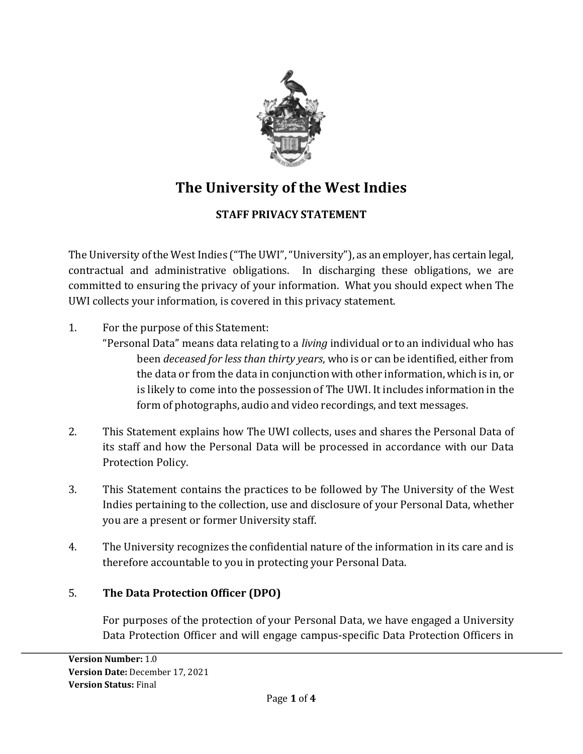# The University of the West Indies

## STAFF PRIVACY STATEMENT

The University of the West Indies ("The UWI", "University"), as an employer, has certain legal, contractual and administrative obligations. In discharging these obligations, we are committed to ensuring the privacy of your information. What you should expect when The UWI collects your information, is covered in this privacy statement.

1. For the purpose of this Statement:
   "Personal Data" means data relating to a *living* individual or to an individual who has been *deceased for less than thirty years*, who is or can be identified, either from the data or from the data in conjunction with other information, which is in, or is likely to come into the possession of The UWI. It includes information in the form of photographs, audio and video recordings, and text messages.

2. This Statement explains how The UWI collects, uses and shares the Personal Data of its staff and how the Personal Data will be processed in accordance with our Data Protection Policy.

3. This Statement contains the practices to be followed by The University of the West Indies pertaining to the collection, use and disclosure of your Personal Data, whether you are a present or former University staff.

4. The University recognizes the confidential nature of the information in its care and is therefore accountable to you in protecting your Personal Data.

5. **The Data Protection Officer (DPO)**

   For purposes of the protection of your Personal Data, we have engaged a University Data Protection Officer and will engage campus-specific Data Protection Officers in

**Version Number:** 1.0
**Version Date:** December 17, 2021
**Version Status:** Final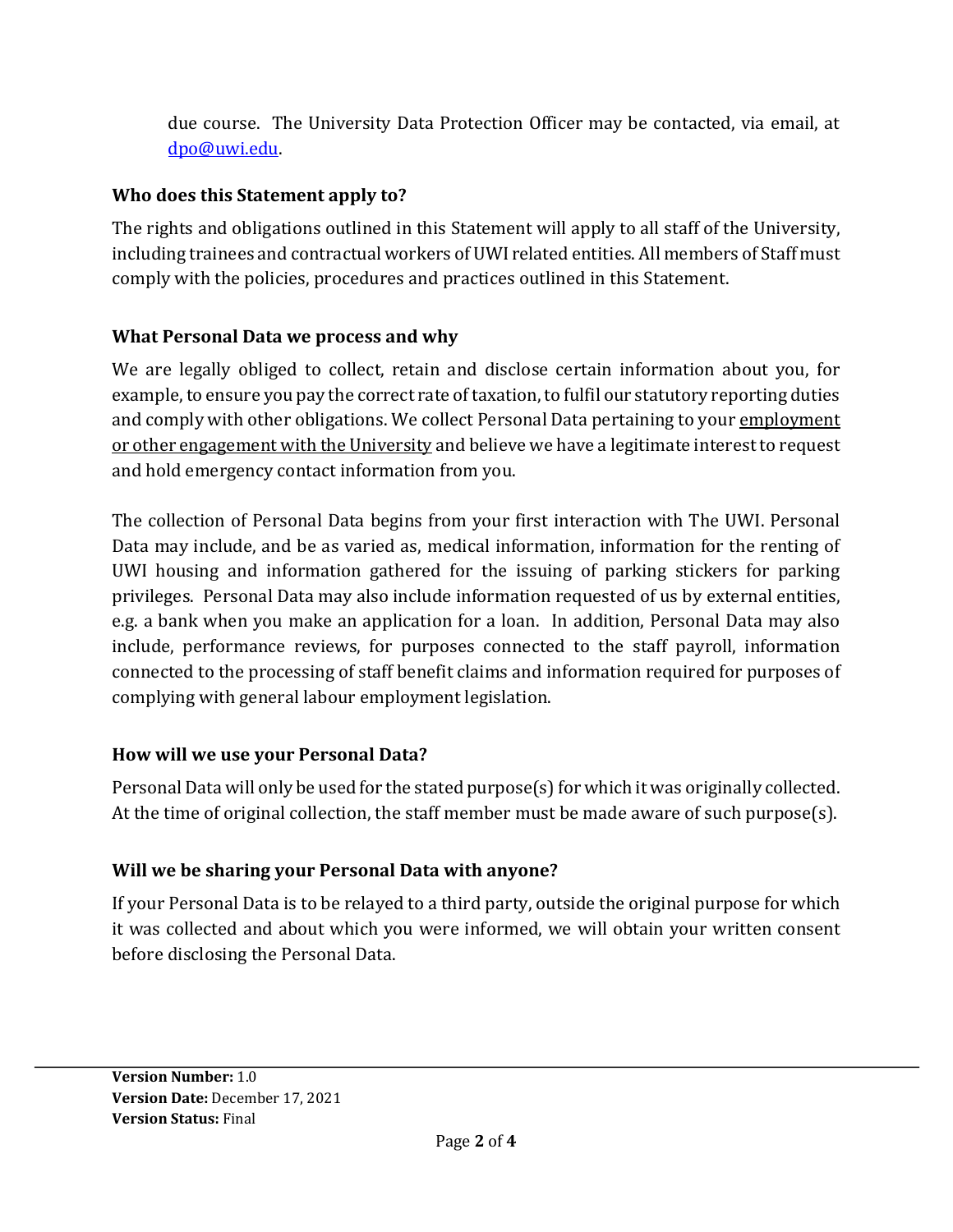due course. The University Data Protection Officer may be contacted, via email, at dpo@uwi.edu.

### Who does this Statement apply to?

The rights and obligations outlined in this Statement will apply to all staff of the University, including trainees and contractual workers of UWI related entities. All members of Staff must comply with the policies, procedures and practices outlined in this Statement.

### What Personal Data we process and why

We are legally obliged to collect, retain and disclose certain information about you, for example, to ensure you pay the correct rate of taxation, to fulfil our statutory reporting duties and comply with other obligations. We collect Personal Data pertaining to your employment or other engagement with the University and believe we have a legitimate interest to request and hold emergency contact information from you.

The collection of Personal Data begins from your first interaction with The UWI. Personal Data may include, and be as varied as, medical information, information for the renting of UWI housing and information gathered for the issuing of parking stickers for parking privileges. Personal Data may also include information requested of us by external entities, e.g. a bank when you make an application for a loan. In addition, Personal Data may also include, performance reviews, for purposes connected to the staff payroll, information connected to the processing of staff benefit claims and information required for purposes of complying with general labour employment legislation.

### How will we use your Personal Data?

Personal Data will only be used for the stated purpose(s) for which it was originally collected. At the time of original collection, the staff member must be made aware of such purpose(s).

### Will we be sharing your Personal Data with anyone?

If your Personal Data is to be relayed to a third party, outside the original purpose for which it was collected and about which you were informed, we will obtain your written consent before disclosing the Personal Data.

**Version Number:** 1.0
**Version Date:** December 17, 2021
**Version Status:** Final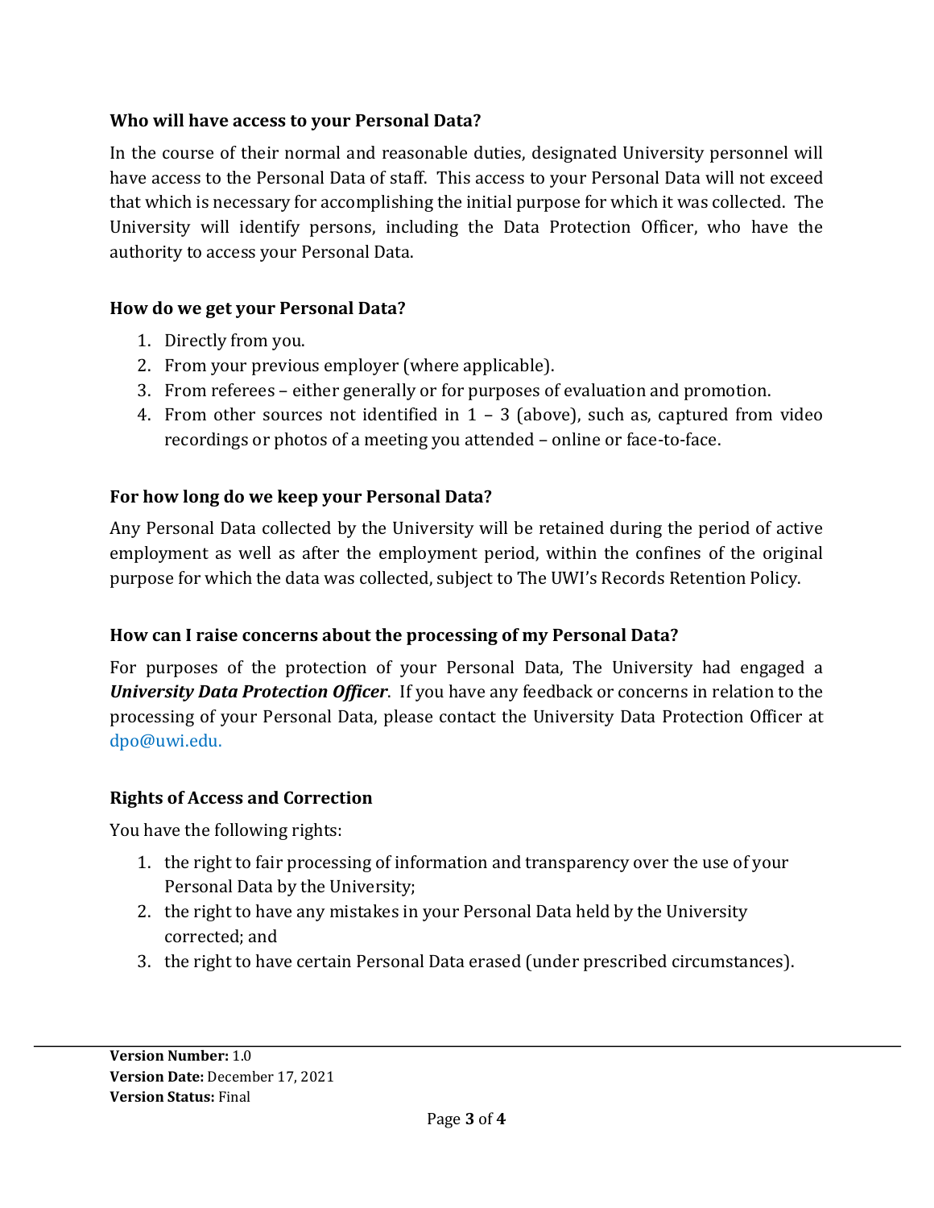### Who will have access to your Personal Data?

In the course of their normal and reasonable duties, designated University personnel will have access to the Personal Data of staff. This access to your Personal Data will not exceed that which is necessary for accomplishing the initial purpose for which it was collected. The University will identify persons, including the Data Protection Officer, who have the authority to access your Personal Data.

### How do we get your Personal Data?

1. Directly from you.
2. From your previous employer (where applicable).
3. From referees – either generally or for purposes of evaluation and promotion.
4. From other sources not identified in 1 – 3 (above), such as, captured from video recordings or photos of a meeting you attended – online or face-to-face.

### For how long do we keep your Personal Data?

Any Personal Data collected by the University will be retained during the period of active employment as well as after the employment period, within the confines of the original purpose for which the data was collected, subject to The UWI's Records Retention Policy.

### How can I raise concerns about the processing of my Personal Data?

For purposes of the protection of your Personal Data, The University had engaged a ***University Data Protection Officer***. If you have any feedback or concerns in relation to the processing of your Personal Data, please contact the University Data Protection Officer at dpo@uwi.edu.

### Rights of Access and Correction

You have the following rights:

1. the right to fair processing of information and transparency over the use of your Personal Data by the University;
2. the right to have any mistakes in your Personal Data held by the University corrected; and
3. the right to have certain Personal Data erased (under prescribed circumstances).

**Version Number:** 1.0
**Version Date:** December 17, 2021
**Version Status:** Final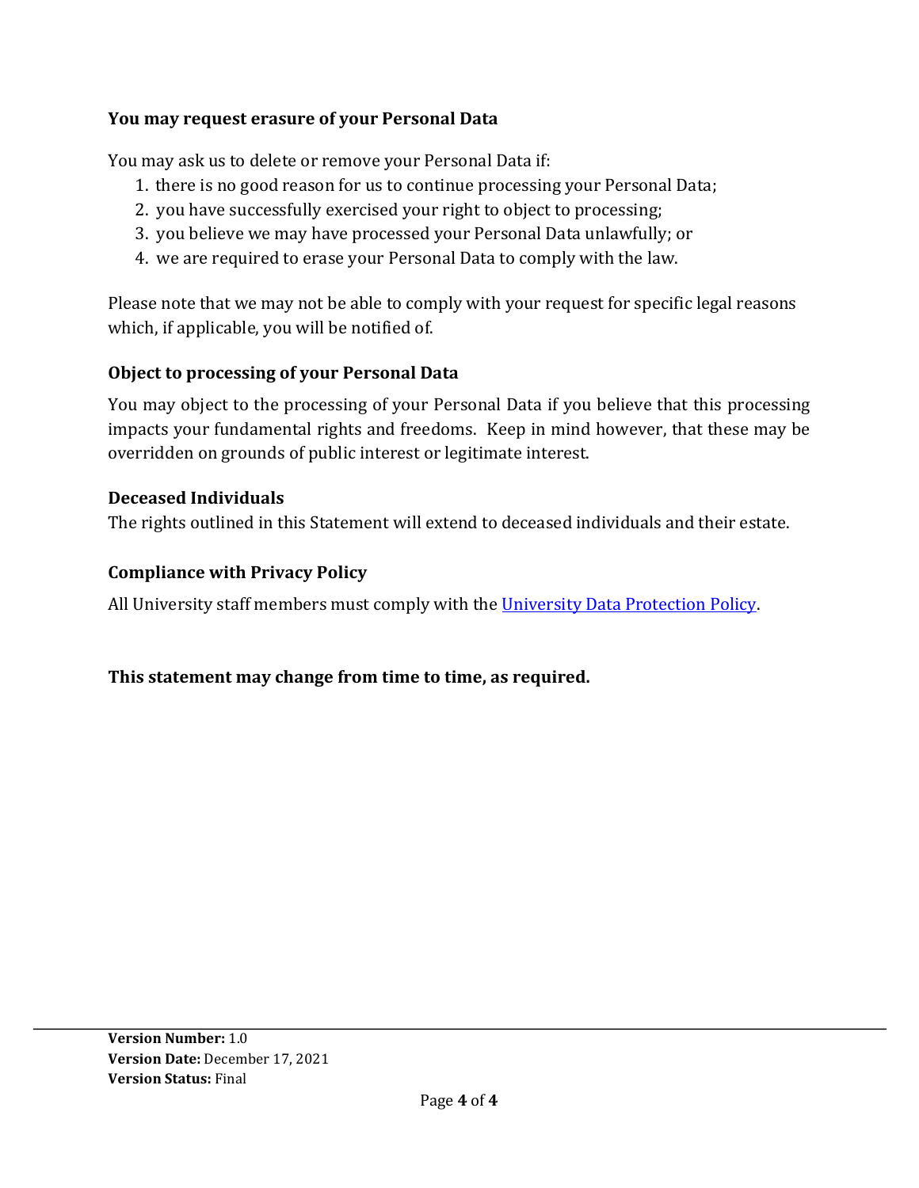### You may request erasure of your Personal Data

You may ask us to delete or remove your Personal Data if:

1. there is no good reason for us to continue processing your Personal Data;
2. you have successfully exercised your right to object to processing;
3. you believe we may have processed your Personal Data unlawfully; or
4. we are required to erase your Personal Data to comply with the law.

Please note that we may not be able to comply with your request for specific legal reasons which, if applicable, you will be notified of.

### Object to processing of your Personal Data

You may object to the processing of your Personal Data if you believe that this processing impacts your fundamental rights and freedoms. Keep in mind however, that these may be overridden on grounds of public interest or legitimate interest.

### Deceased Individuals

The rights outlined in this Statement will extend to deceased individuals and their estate.

### Compliance with Privacy Policy

All University staff members must comply with the University Data Protection Policy.

**This statement may change from time to time, as required.**

**Version Number:** 1.0
**Version Date:** December 17, 2021
**Version Status:** Final